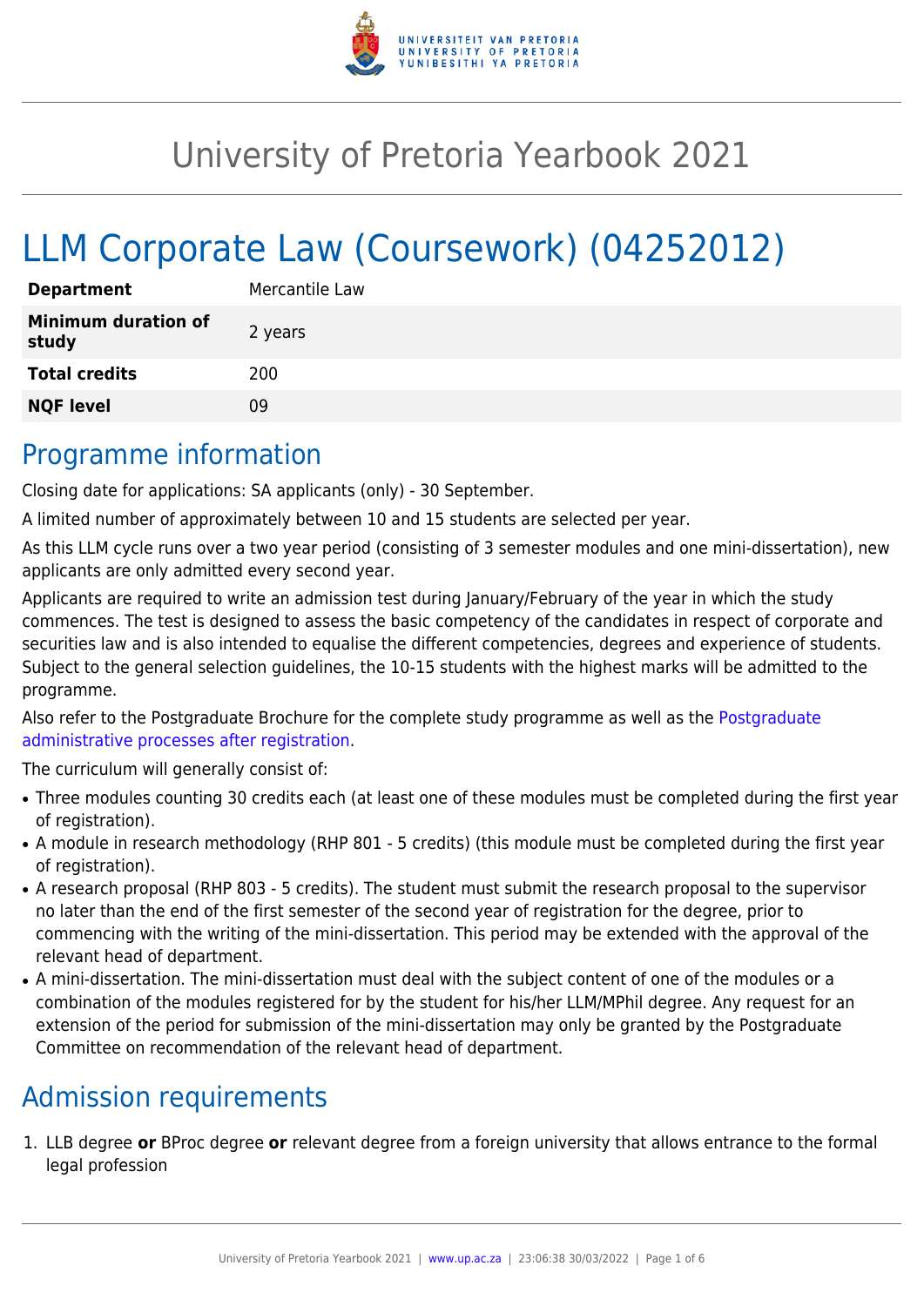# University of Pretoria Yearbook 2021

# LLM Corporate Law (Coursework) (04252012)

| | |
|---|---|
| **Department** | Mercantile Law |
| **Minimum duration of study** | 2 years |
| **Total credits** | 200 |
| **NQF level** | 09 |

## Programme information

Closing date for applications: SA applicants (only) - 30 September.

A limited number of approximately between 10 and 15 students are selected per year.

As this LLM cycle runs over a two year period (consisting of 3 semester modules and one mini-dissertation), new applicants are only admitted every second year.

Applicants are required to write an admission test during January/February of the year in which the study commences. The test is designed to assess the basic competency of the candidates in respect of corporate and securities law and is also intended to equalise the different competencies, degrees and experience of students. Subject to the general selection guidelines, the 10-15 students with the highest marks will be admitted to the programme.

Also refer to the Postgraduate Brochure for the complete study programme as well as the Postgraduate administrative processes after registration.

The curriculum will generally consist of:

- Three modules counting 30 credits each (at least one of these modules must be completed during the first year of registration).
- A module in research methodology (RHP 801 - 5 credits) (this module must be completed during the first year of registration).
- A research proposal (RHP 803 - 5 credits). The student must submit the research proposal to the supervisor no later than the end of the first semester of the second year of registration for the degree, prior to commencing with the writing of the mini-dissertation. This period may be extended with the approval of the relevant head of department.
- A mini-dissertation. The mini-dissertation must deal with the subject content of one of the modules or a combination of the modules registered for by the student for his/her LLM/MPhil degree. Any request for an extension of the period for submission of the mini-dissertation may only be granted by the Postgraduate Committee on recommendation of the relevant head of department.

## Admission requirements

1. LLB degree **or** BProc degree **or** relevant degree from a foreign university that allows entrance to the formal legal profession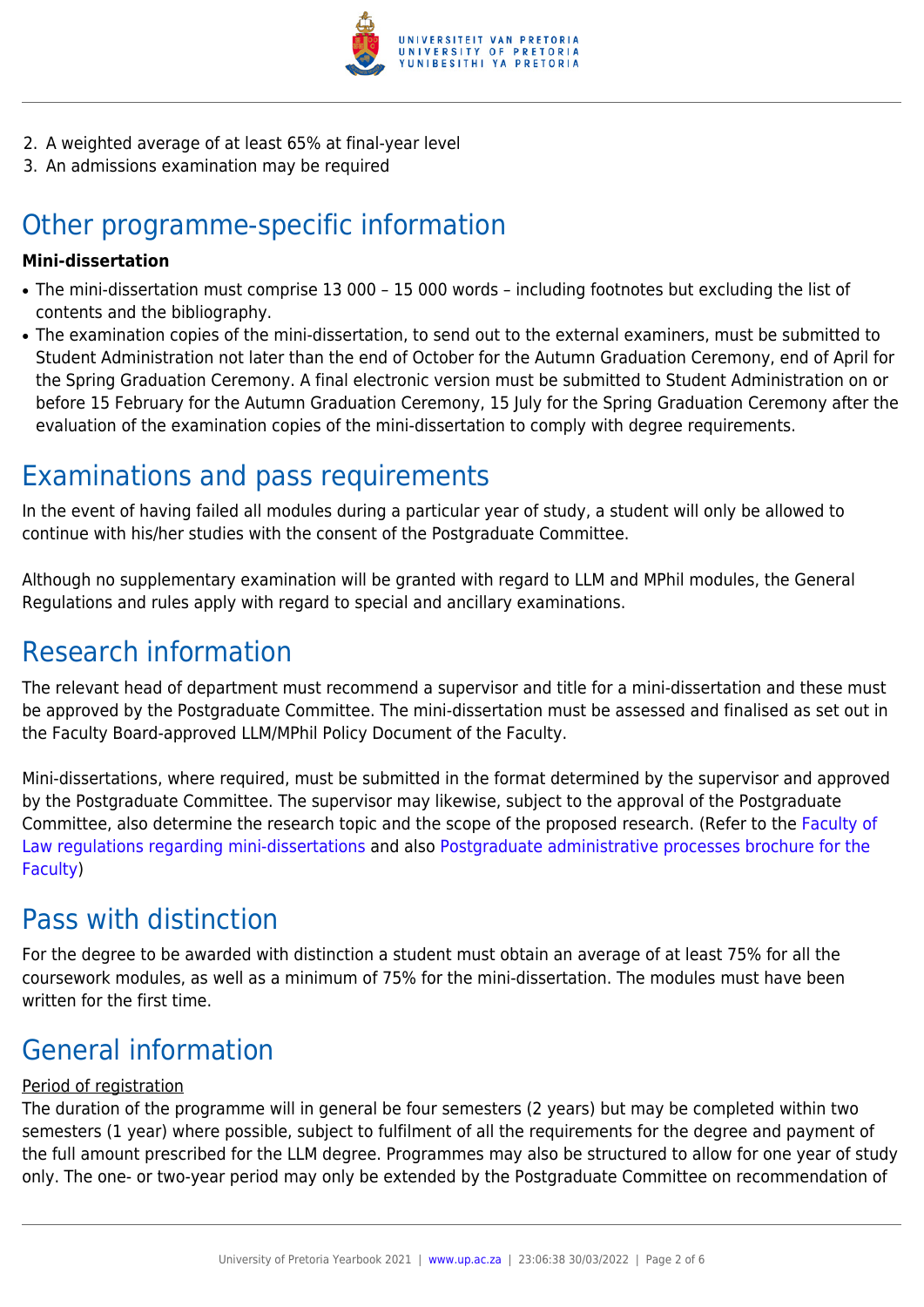2. A weighted average of at least 65% at final-year level
3. An admissions examination may be required

## Other programme-specific information

**Mini-dissertation**

- The mini-dissertation must comprise 13 000 – 15 000 words – including footnotes but excluding the list of contents and the bibliography.
- The examination copies of the mini-dissertation, to send out to the external examiners, must be submitted to Student Administration not later than the end of October for the Autumn Graduation Ceremony, end of April for the Spring Graduation Ceremony. A final electronic version must be submitted to Student Administration on or before 15 February for the Autumn Graduation Ceremony, 15 July for the Spring Graduation Ceremony after the evaluation of the examination copies of the mini-dissertation to comply with degree requirements.

## Examinations and pass requirements

In the event of having failed all modules during a particular year of study, a student will only be allowed to continue with his/her studies with the consent of the Postgraduate Committee.

Although no supplementary examination will be granted with regard to LLM and MPhil modules, the General Regulations and rules apply with regard to special and ancillary examinations.

## Research information

The relevant head of department must recommend a supervisor and title for a mini-dissertation and these must be approved by the Postgraduate Committee. The mini-dissertation must be assessed and finalised as set out in the Faculty Board-approved LLM/MPhil Policy Document of the Faculty.

Mini-dissertations, where required, must be submitted in the format determined by the supervisor and approved by the Postgraduate Committee. The supervisor may likewise, subject to the approval of the Postgraduate Committee, also determine the research topic and the scope of the proposed research. (Refer to the Faculty of Law regulations regarding mini-dissertations and also Postgraduate administrative processes brochure for the Faculty)

## Pass with distinction

For the degree to be awarded with distinction a student must obtain an average of at least 75% for all the coursework modules, as well as a minimum of 75% for the mini-dissertation. The modules must have been written for the first time.

## General information

Period of registration

The duration of the programme will in general be four semesters (2 years) but may be completed within two semesters (1 year) where possible, subject to fulfilment of all the requirements for the degree and payment of the full amount prescribed for the LLM degree. Programmes may also be structured to allow for one year of study only. The one- or two-year period may only be extended by the Postgraduate Committee on recommendation of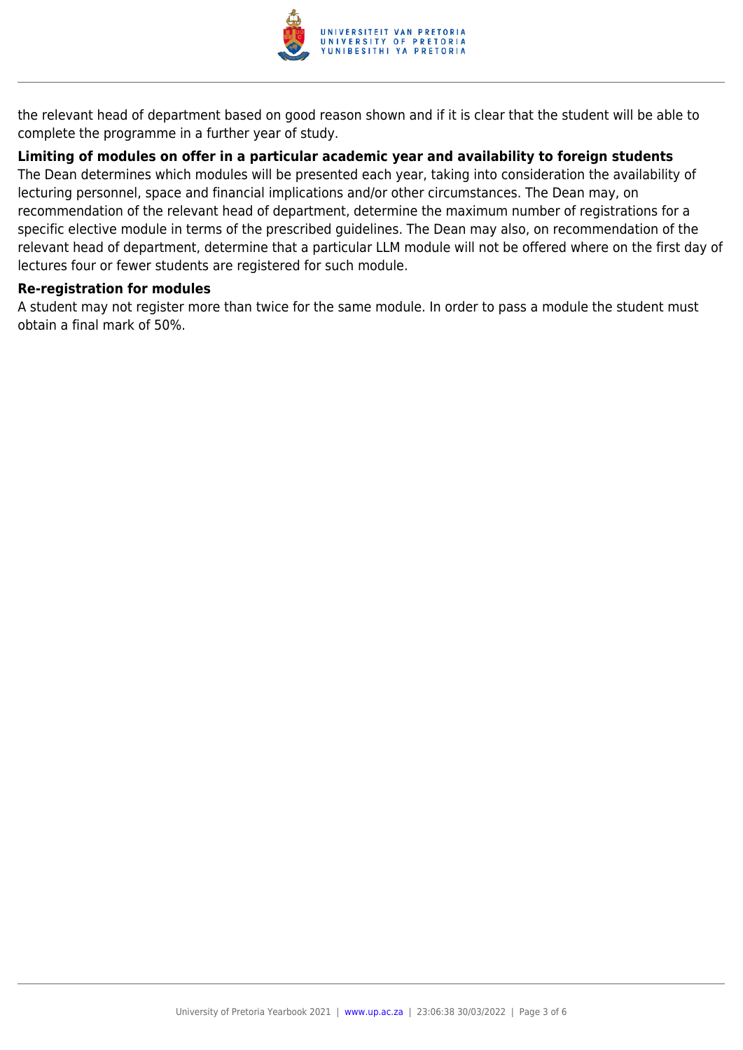the relevant head of department based on good reason shown and if it is clear that the student will be able to complete the programme in a further year of study.

**Limiting of modules on offer in a particular academic year and availability to foreign students**

The Dean determines which modules will be presented each year, taking into consideration the availability of lecturing personnel, space and financial implications and/or other circumstances. The Dean may, on recommendation of the relevant head of department, determine the maximum number of registrations for a specific elective module in terms of the prescribed guidelines. The Dean may also, on recommendation of the relevant head of department, determine that a particular LLM module will not be offered where on the first day of lectures four or fewer students are registered for such module.

**Re-registration for modules**

A student may not register more than twice for the same module. In order to pass a module the student must obtain a final mark of 50%.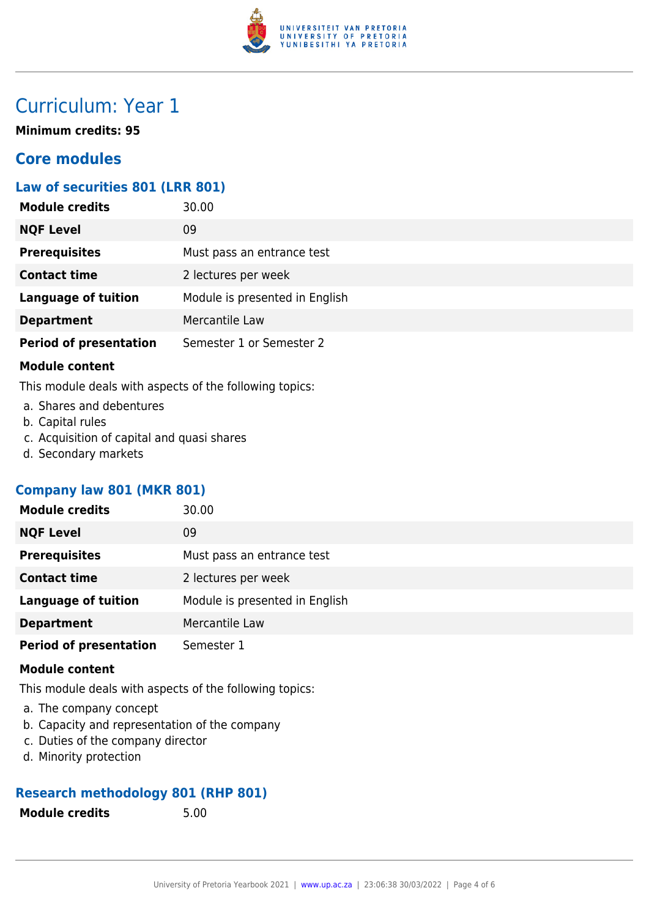# Curriculum: Year 1

**Minimum credits: 95**

## Core modules

### Law of securities 801 (LRR 801)

| | |
|---|---|
| **Module credits** | 30.00 |
| **NQF Level** | 09 |
| **Prerequisites** | Must pass an entrance test |
| **Contact time** | 2 lectures per week |
| **Language of tuition** | Module is presented in English |
| **Department** | Mercantile Law |
| **Period of presentation** | Semester 1 or Semester 2 |

**Module content**

This module deals with aspects of the following topics:

a. Shares and debentures
b. Capital rules
c. Acquisition of capital and quasi shares
d. Secondary markets

### Company law 801 (MKR 801)

| | |
|---|---|
| **Module credits** | 30.00 |
| **NQF Level** | 09 |
| **Prerequisites** | Must pass an entrance test |
| **Contact time** | 2 lectures per week |
| **Language of tuition** | Module is presented in English |
| **Department** | Mercantile Law |
| **Period of presentation** | Semester 1 |

**Module content**

This module deals with aspects of the following topics:

a. The company concept
b. Capacity and representation of the company
c. Duties of the company director
d. Minority protection

### Research methodology 801 (RHP 801)

| | |
|---|---|
| **Module credits** | 5.00 |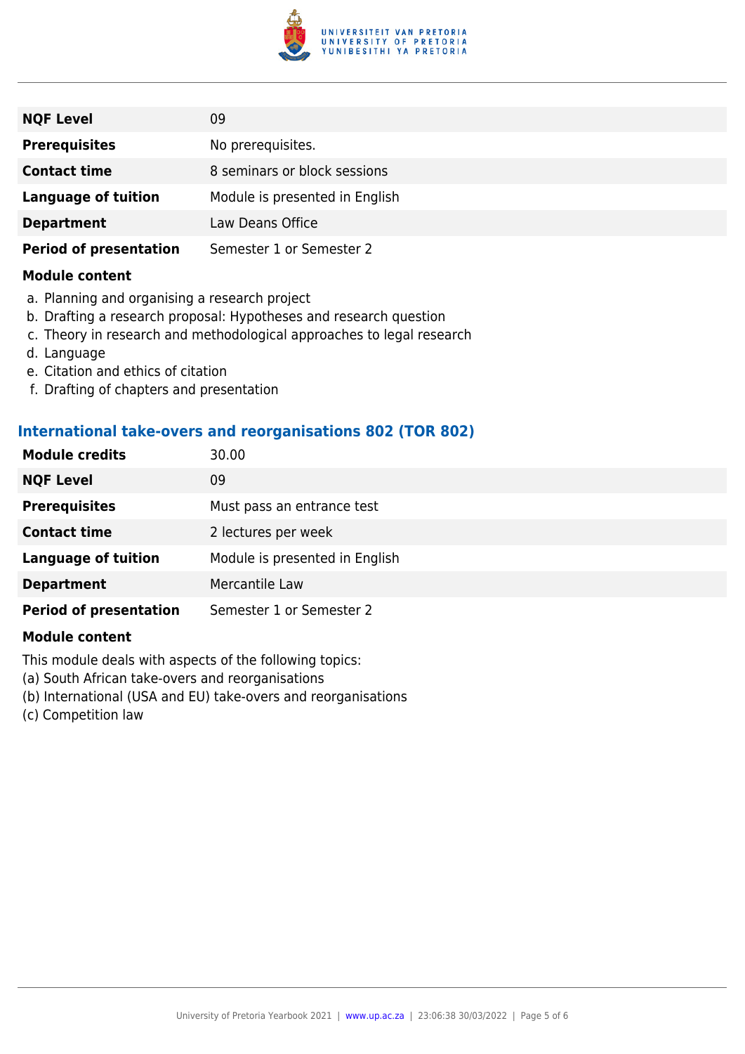| NQF Level | 09 |
|---|---|
| **Prerequisites** | No prerequisites. |
| **Contact time** | 8 seminars or block sessions |
| **Language of tuition** | Module is presented in English |
| **Department** | Law Deans Office |
| **Period of presentation** | Semester 1 or Semester 2 |

**Module content**

a. Planning and organising a research project
b. Drafting a research proposal: Hypotheses and research question
c. Theory in research and methodological approaches to legal research
d. Language
e. Citation and ethics of citation
f. Drafting of chapters and presentation

### International take-overs and reorganisations 802 (TOR 802)

| Module credits | 30.00 |
|---|---|
| **NQF Level** | 09 |
| **Prerequisites** | Must pass an entrance test |
| **Contact time** | 2 lectures per week |
| **Language of tuition** | Module is presented in English |
| **Department** | Mercantile Law |
| **Period of presentation** | Semester 1 or Semester 2 |

**Module content**

This module deals with aspects of the following topics:
(a) South African take-overs and reorganisations
(b) International (USA and EU) take-overs and reorganisations
(c) Competition law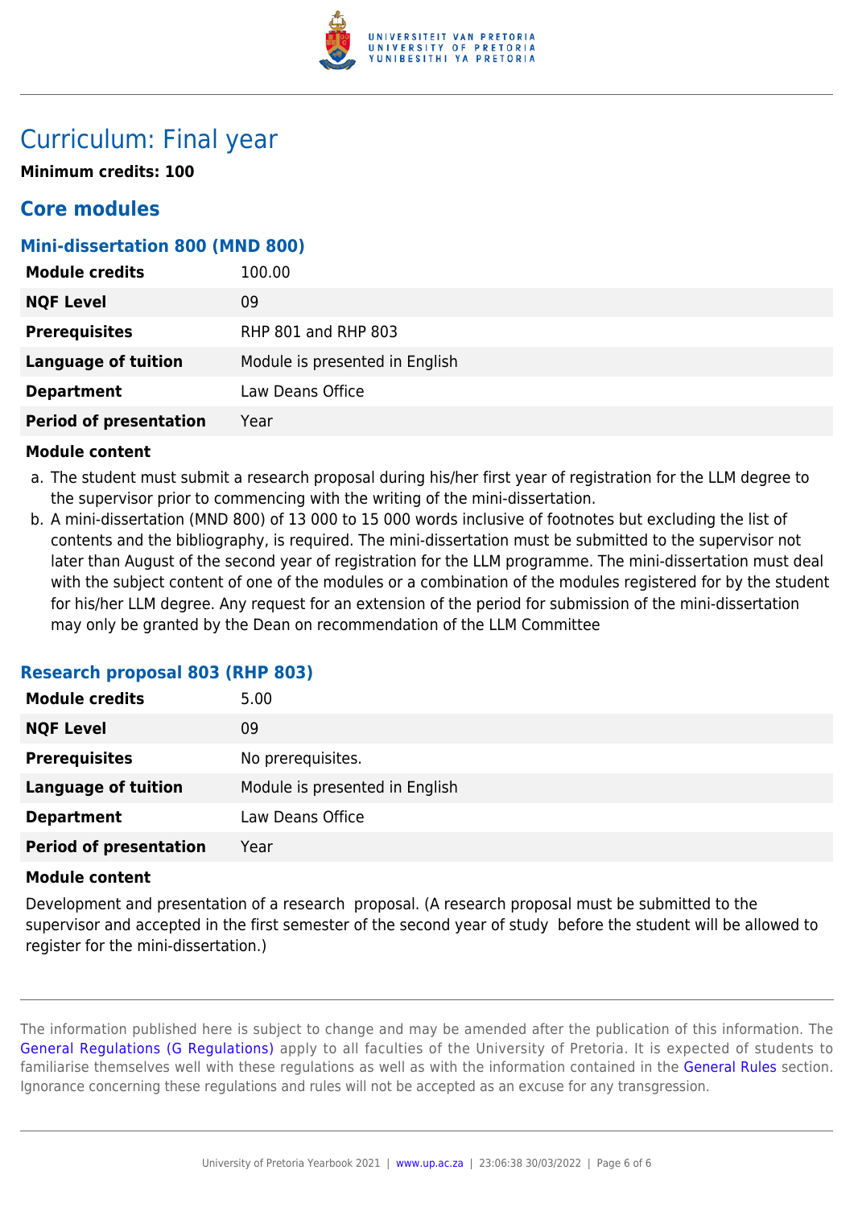# Curriculum: Final year

**Minimum credits: 100**

## Core modules

### Mini-dissertation 800 (MND 800)

| | |
|---|---|
| **Module credits** | 100.00 |
| **NQF Level** | 09 |
| **Prerequisites** | RHP 801 and RHP 803 |
| **Language of tuition** | Module is presented in English |
| **Department** | Law Deans Office |
| **Period of presentation** | Year |

**Module content**

a. The student must submit a research proposal during his/her first year of registration for the LLM degree to the supervisor prior to commencing with the writing of the mini-dissertation.
b. A mini-dissertation (MND 800) of 13 000 to 15 000 words inclusive of footnotes but excluding the list of contents and the bibliography, is required. The mini-dissertation must be submitted to the supervisor not later than August of the second year of registration for the LLM programme. The mini-dissertation must deal with the subject content of one of the modules or a combination of the modules registered for by the student for his/her LLM degree. Any request for an extension of the period for submission of the mini-dissertation may only be granted by the Dean on recommendation of the LLM Committee

### Research proposal 803 (RHP 803)

| | |
|---|---|
| **Module credits** | 5.00 |
| **NQF Level** | 09 |
| **Prerequisites** | No prerequisites. |
| **Language of tuition** | Module is presented in English |
| **Department** | Law Deans Office |
| **Period of presentation** | Year |

**Module content**

Development and presentation of a research proposal. (A research proposal must be submitted to the supervisor and accepted in the first semester of the second year of study before the student will be allowed to register for the mini-dissertation.)

The information published here is subject to change and may be amended after the publication of this information. The General Regulations (G Regulations) apply to all faculties of the University of Pretoria. It is expected of students to familiarise themselves well with these regulations as well as with the information contained in the General Rules section. Ignorance concerning these regulations and rules will not be accepted as an excuse for any transgression.